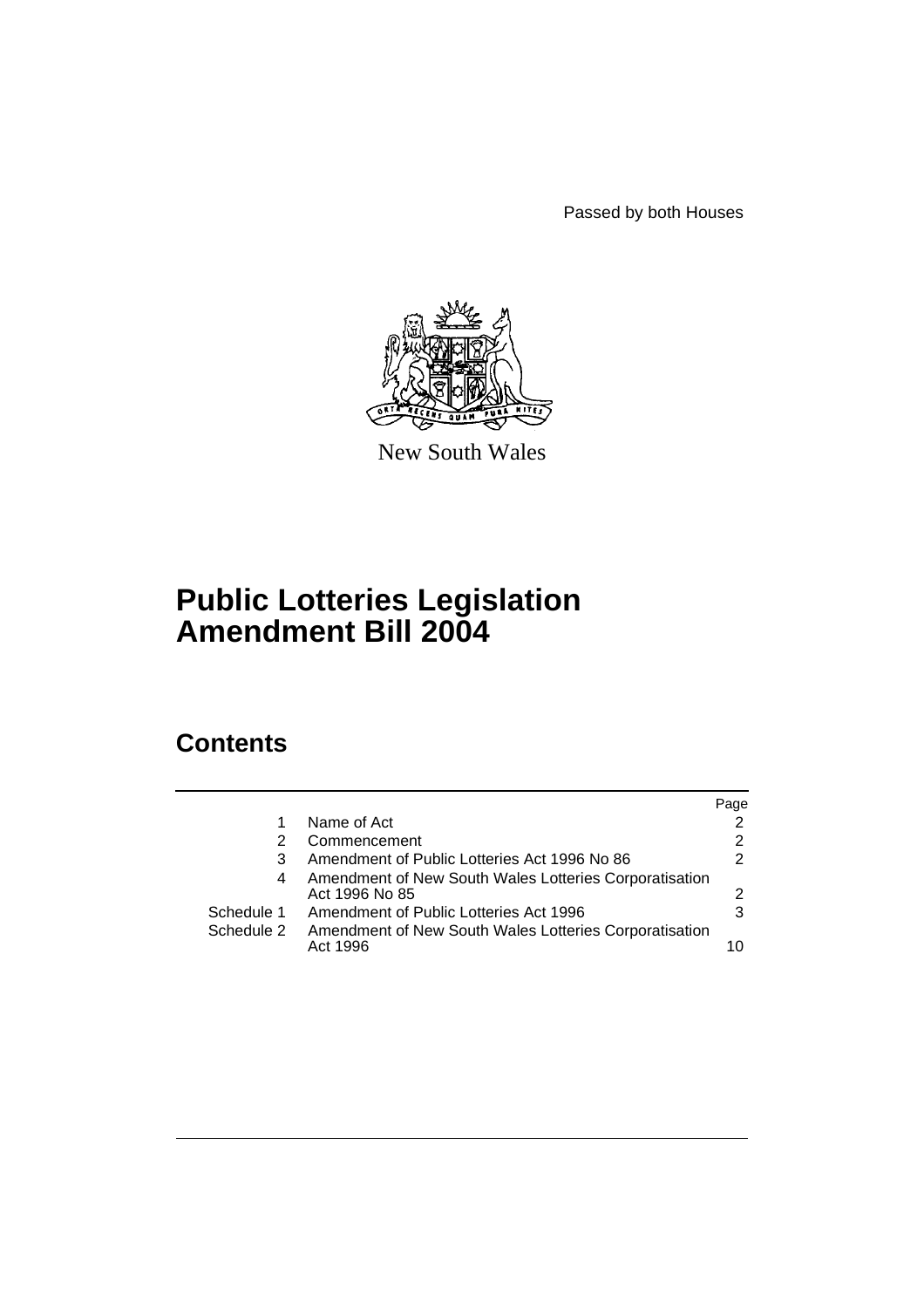Passed by both Houses

New South Wales

# Public Lotteries Legislation Amendment Bill 2004

## Contents

| | | Page |
|---|---|---|
| 1 | Name of Act | 2 |
| 2 | Commencement | 2 |
| 3 | Amendment of Public Lotteries Act 1996 No 86 | 2 |
| 4 | Amendment of New South Wales Lotteries Corporatisation Act 1996 No 85 | 2 |
| Schedule 1 | Amendment of Public Lotteries Act 1996 | 3 |
| Schedule 2 | Amendment of New South Wales Lotteries Corporatisation Act 1996 | 10 |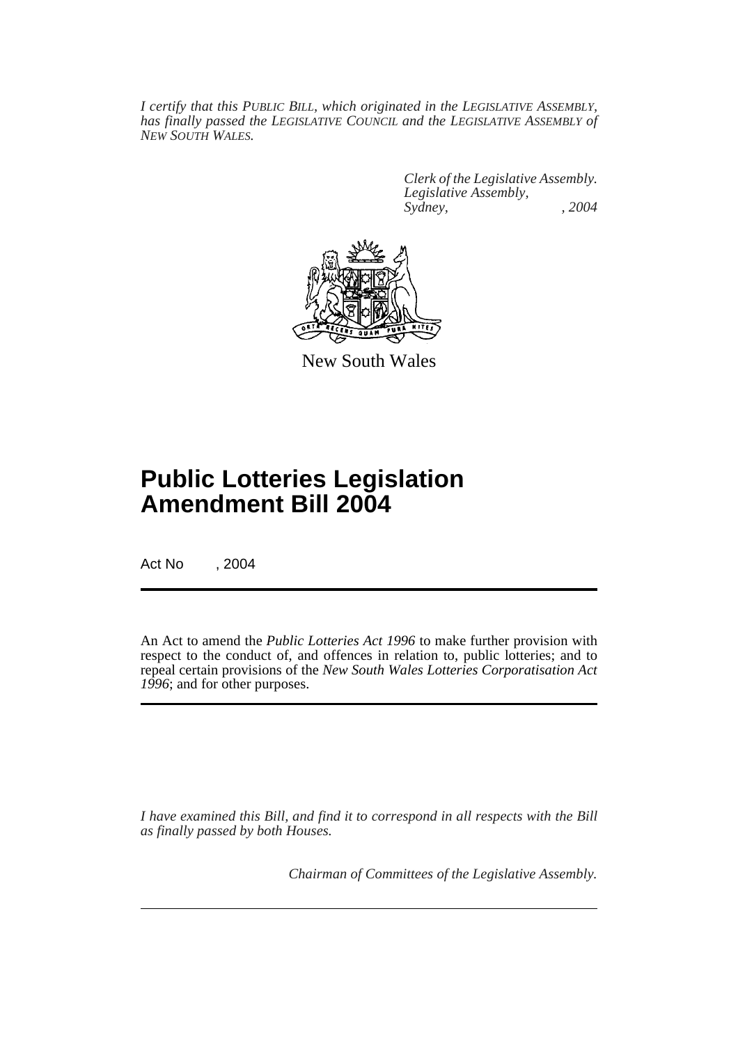*I certify that this PUBLIC BILL, which originated in the LEGISLATIVE ASSEMBLY, has finally passed the LEGISLATIVE COUNCIL and the LEGISLATIVE ASSEMBLY of NEW SOUTH WALES.*

*Clerk of the Legislative Assembly.*
*Legislative Assembly,*
*Sydney, , 2004*

New South Wales

# Public Lotteries Legislation Amendment Bill 2004

Act No , 2004

An Act to amend the *Public Lotteries Act 1996* to make further provision with respect to the conduct of, and offences in relation to, public lotteries; and to repeal certain provisions of the *New South Wales Lotteries Corporatisation Act 1996*; and for other purposes.

*I have examined this Bill, and find it to correspond in all respects with the Bill as finally passed by both Houses.*

*Chairman of Committees of the Legislative Assembly.*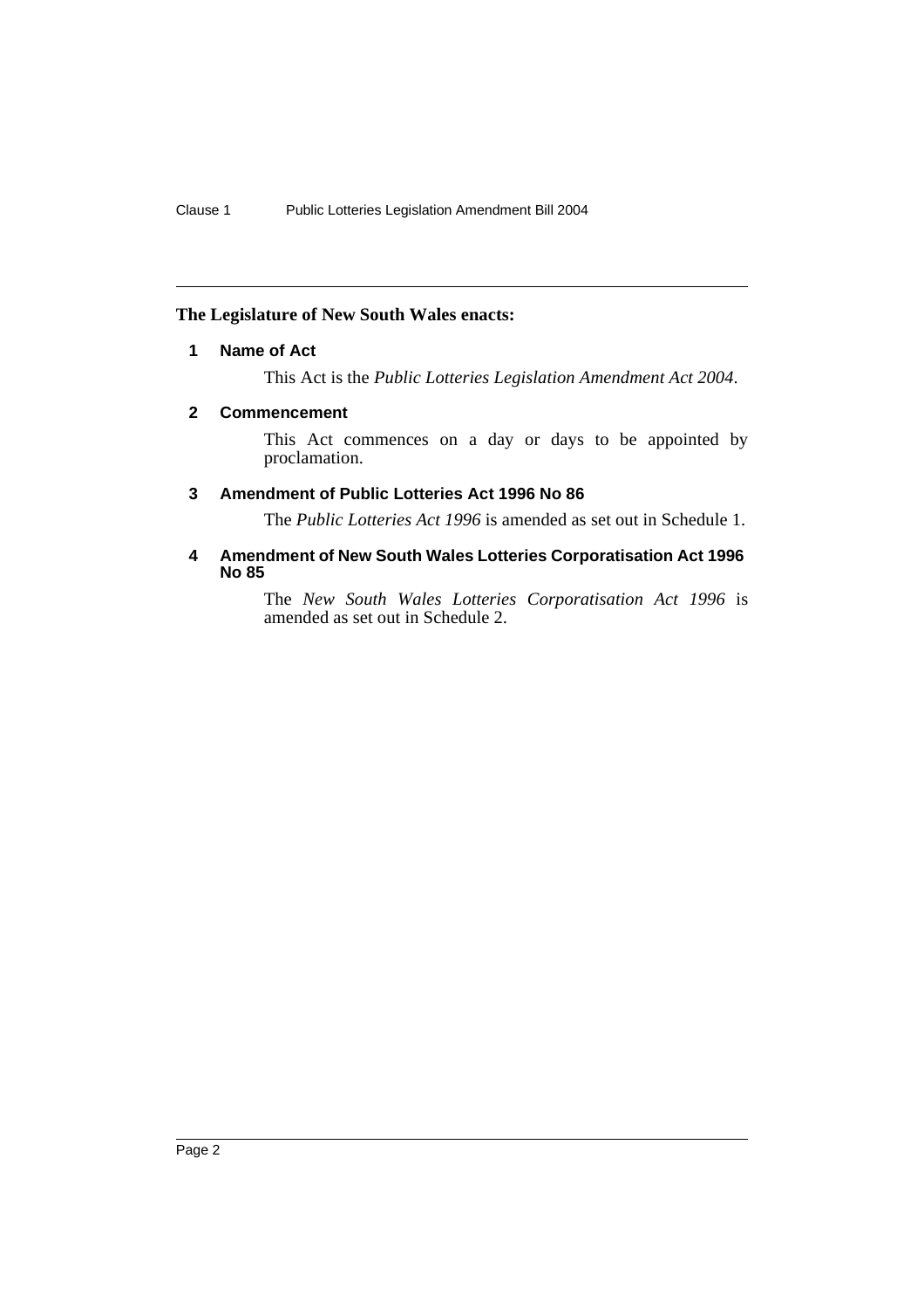**The Legislature of New South Wales enacts:**

### 1 Name of Act

This Act is the *Public Lotteries Legislation Amendment Act 2004*.

### 2 Commencement

This Act commences on a day or days to be appointed by proclamation.

### 3 Amendment of Public Lotteries Act 1996 No 86

The *Public Lotteries Act 1996* is amended as set out in Schedule 1.

### 4 Amendment of New South Wales Lotteries Corporatisation Act 1996 No 85

The *New South Wales Lotteries Corporatisation Act 1996* is amended as set out in Schedule 2.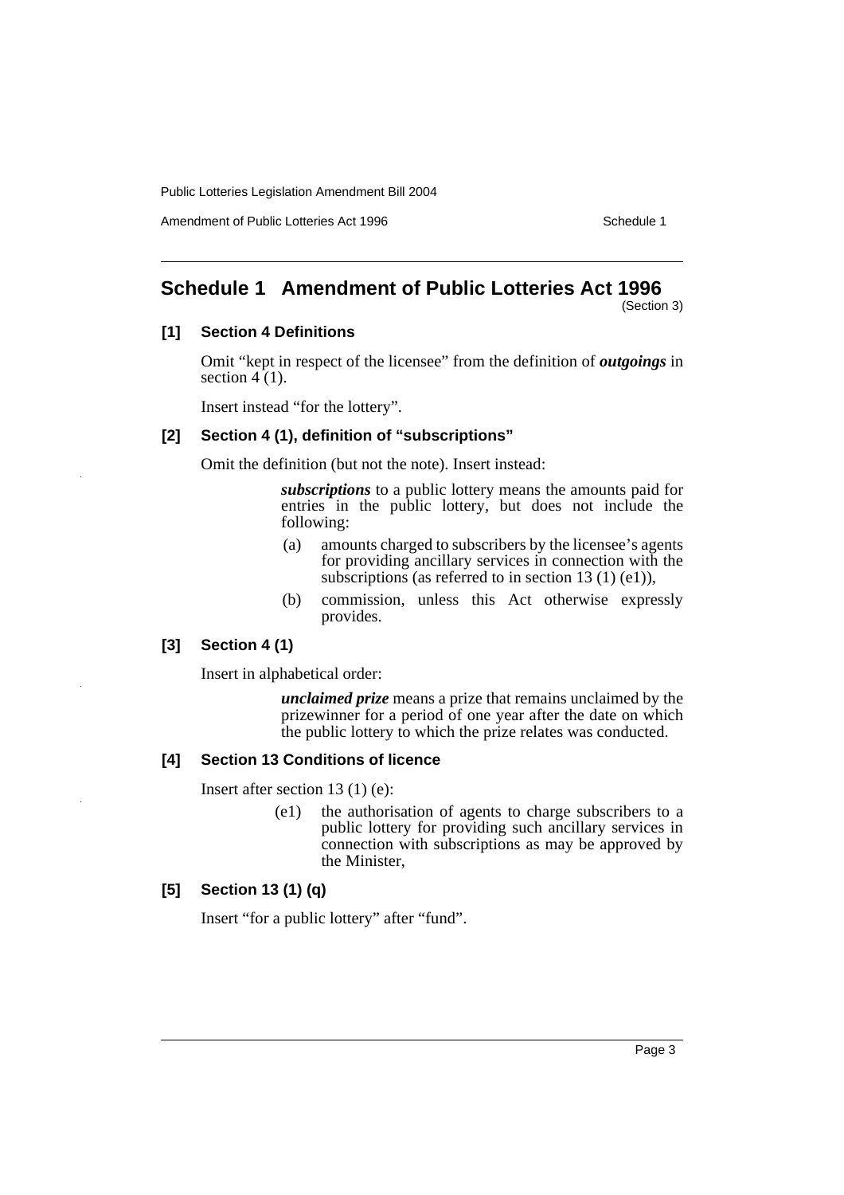## Schedule 1 Amendment of Public Lotteries Act 1996

(Section 3)

### [1] Section 4 Definitions

Omit "kept in respect of the licensee" from the definition of ***outgoings*** in section 4 (1).

Insert instead "for the lottery".

### [2] Section 4 (1), definition of "subscriptions"

Omit the definition (but not the note). Insert instead:

> ***subscriptions*** to a public lottery means the amounts paid for entries in the public lottery, but does not include the following:
>
> (a) amounts charged to subscribers by the licensee's agents for providing ancillary services in connection with the subscriptions (as referred to in section 13 (1) (e1)),
>
> (b) commission, unless this Act otherwise expressly provides.

### [3] Section 4 (1)

Insert in alphabetical order:

> ***unclaimed prize*** means a prize that remains unclaimed by the prizewinner for a period of one year after the date on which the public lottery to which the prize relates was conducted.

### [4] Section 13 Conditions of licence

Insert after section 13 (1) (e):

> (e1) the authorisation of agents to charge subscribers to a public lottery for providing such ancillary services in connection with subscriptions as may be approved by the Minister,

### [5] Section 13 (1) (q)

Insert "for a public lottery" after "fund".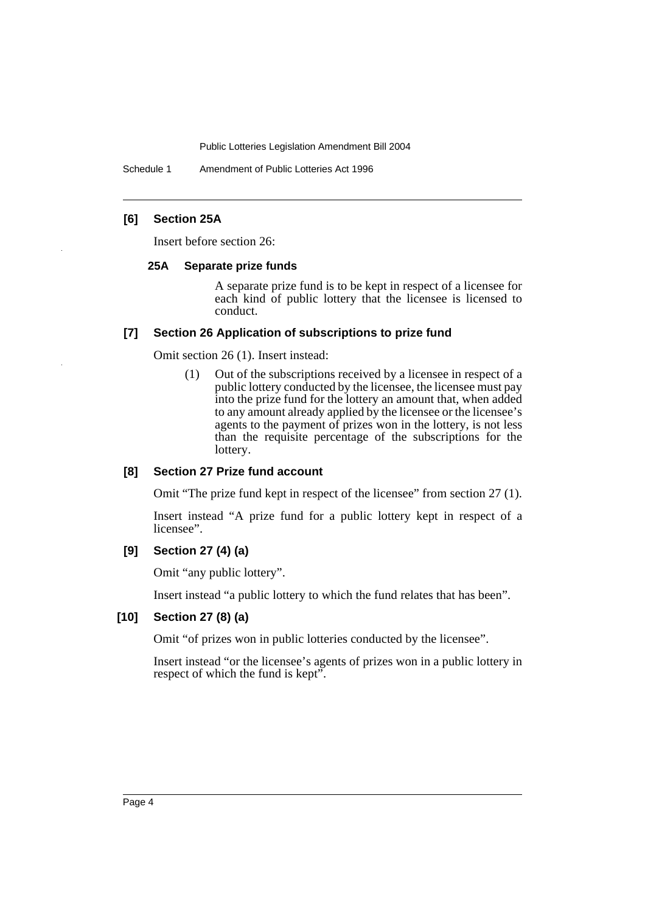### [6] Section 25A

Insert before section 26:

#### 25A Separate prize funds

A separate prize fund is to be kept in respect of a licensee for each kind of public lottery that the licensee is licensed to conduct.

### [7] Section 26 Application of subscriptions to prize fund

Omit section 26 (1). Insert instead:

(1) Out of the subscriptions received by a licensee in respect of a public lottery conducted by the licensee, the licensee must pay into the prize fund for the lottery an amount that, when added to any amount already applied by the licensee or the licensee's agents to the payment of prizes won in the lottery, is not less than the requisite percentage of the subscriptions for the lottery.

### [8] Section 27 Prize fund account

Omit "The prize fund kept in respect of the licensee" from section 27 (1).

Insert instead "A prize fund for a public lottery kept in respect of a licensee".

### [9] Section 27 (4) (a)

Omit "any public lottery".

Insert instead "a public lottery to which the fund relates that has been".

### [10] Section 27 (8) (a)

Omit "of prizes won in public lotteries conducted by the licensee".

Insert instead "or the licensee's agents of prizes won in a public lottery in respect of which the fund is kept".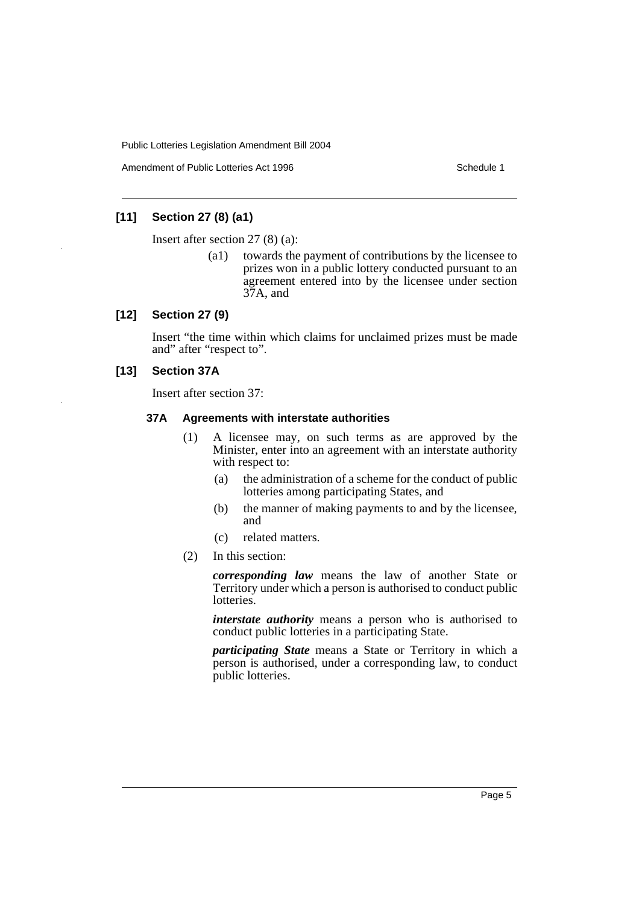### [11] Section 27 (8) (a1)

Insert after section 27 (8) (a):

> (a1) towards the payment of contributions by the licensee to prizes won in a public lottery conducted pursuant to an agreement entered into by the licensee under section 37A, and

### [12] Section 27 (9)

Insert "the time within which claims for unclaimed prizes must be made and" after "respect to".

### [13] Section 37A

Insert after section 37:

#### 37A Agreements with interstate authorities

(1) A licensee may, on such terms as are approved by the Minister, enter into an agreement with an interstate authority with respect to:

- (a) the administration of a scheme for the conduct of public lotteries among participating States, and
- (b) the manner of making payments to and by the licensee, and
- (c) related matters.

(2) In this section:

***corresponding law*** means the law of another State or Territory under which a person is authorised to conduct public lotteries.

***interstate authority*** means a person who is authorised to conduct public lotteries in a participating State.

***participating State*** means a State or Territory in which a person is authorised, under a corresponding law, to conduct public lotteries.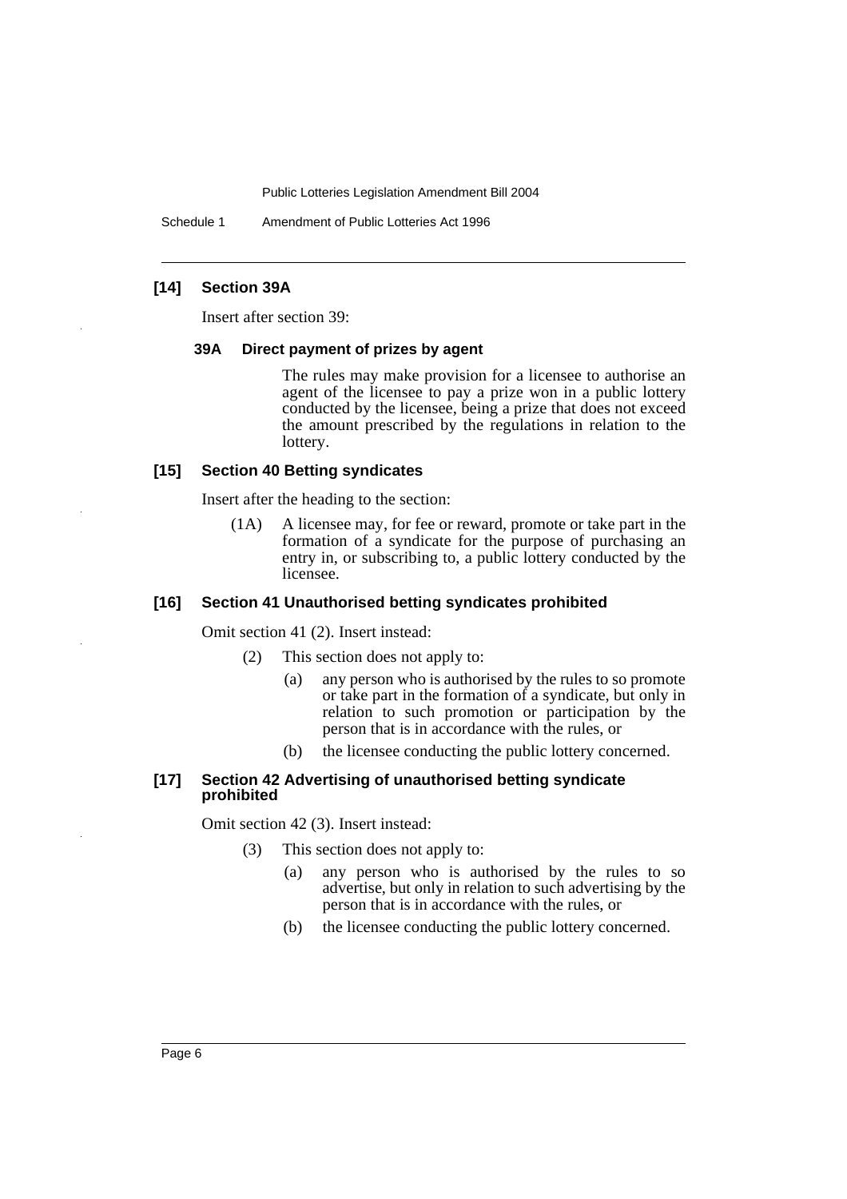### [14] Section 39A

Insert after section 39:

#### 39A Direct payment of prizes by agent

The rules may make provision for a licensee to authorise an agent of the licensee to pay a prize won in a public lottery conducted by the licensee, being a prize that does not exceed the amount prescribed by the regulations in relation to the lottery.

### [15] Section 40 Betting syndicates

Insert after the heading to the section:

(1A) A licensee may, for fee or reward, promote or take part in the formation of a syndicate for the purpose of purchasing an entry in, or subscribing to, a public lottery conducted by the licensee.

### [16] Section 41 Unauthorised betting syndicates prohibited

Omit section 41 (2). Insert instead:

(2) This section does not apply to:

- (a) any person who is authorised by the rules to so promote or take part in the formation of a syndicate, but only in relation to such promotion or participation by the person that is in accordance with the rules, or
- (b) the licensee conducting the public lottery concerned.

### [17] Section 42 Advertising of unauthorised betting syndicate prohibited

Omit section 42 (3). Insert instead:

(3) This section does not apply to:

- (a) any person who is authorised by the rules to so advertise, but only in relation to such advertising by the person that is in accordance with the rules, or
- (b) the licensee conducting the public lottery concerned.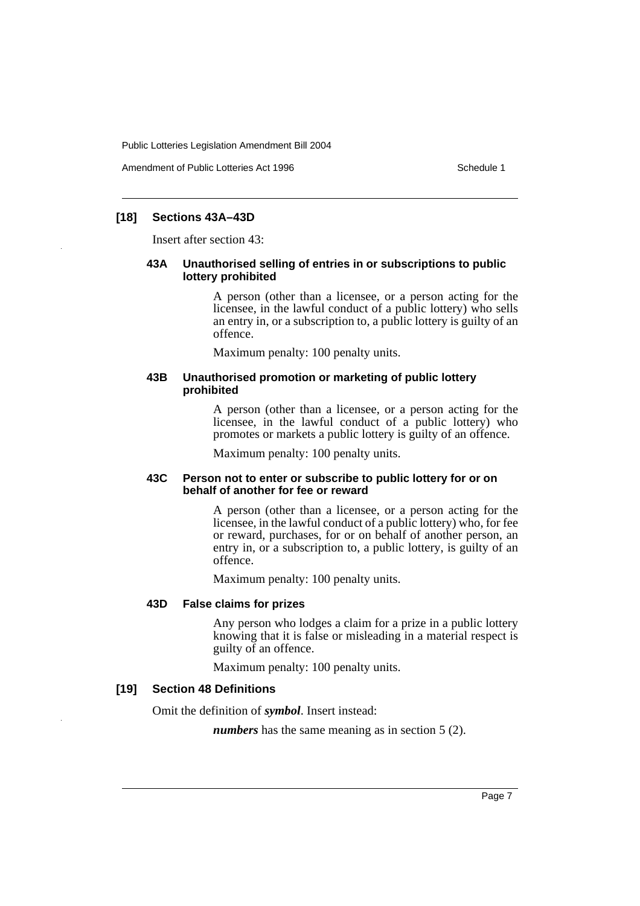### [18] Sections 43A–43D

Insert after section 43:

#### 43A Unauthorised selling of entries in or subscriptions to public lottery prohibited

A person (other than a licensee, or a person acting for the licensee, in the lawful conduct of a public lottery) who sells an entry in, or a subscription to, a public lottery is guilty of an offence.

Maximum penalty: 100 penalty units.

#### 43B Unauthorised promotion or marketing of public lottery prohibited

A person (other than a licensee, or a person acting for the licensee, in the lawful conduct of a public lottery) who promotes or markets a public lottery is guilty of an offence.

Maximum penalty: 100 penalty units.

#### 43C Person not to enter or subscribe to public lottery for or on behalf of another for fee or reward

A person (other than a licensee, or a person acting for the licensee, in the lawful conduct of a public lottery) who, for fee or reward, purchases, for or on behalf of another person, an entry in, or a subscription to, a public lottery, is guilty of an offence.

Maximum penalty: 100 penalty units.

#### 43D False claims for prizes

Any person who lodges a claim for a prize in a public lottery knowing that it is false or misleading in a material respect is guilty of an offence.

Maximum penalty: 100 penalty units.

### [19] Section 48 Definitions

Omit the definition of ***symbol***. Insert instead:

***numbers*** has the same meaning as in section 5 (2).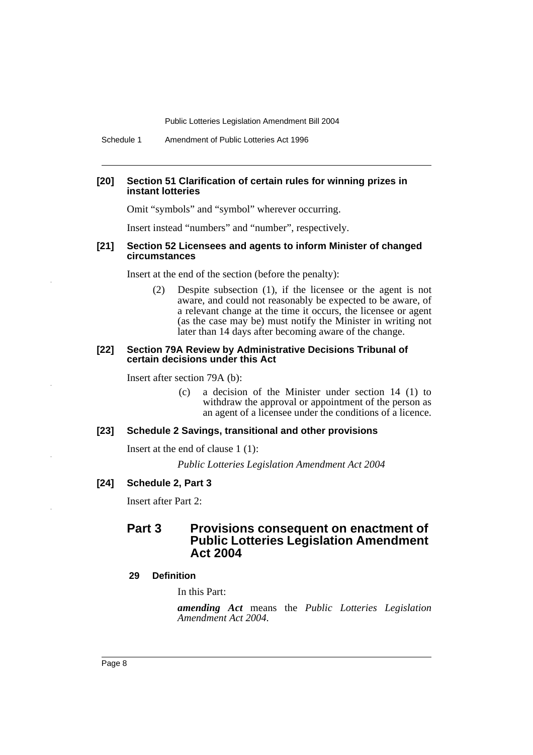#### [20] Section 51 Clarification of certain rules for winning prizes in instant lotteries

Omit "symbols" and "symbol" wherever occurring.

Insert instead "numbers" and "number", respectively.

#### [21] Section 52 Licensees and agents to inform Minister of changed circumstances

Insert at the end of the section (before the penalty):

(2) Despite subsection (1), if the licensee or the agent is not aware, and could not reasonably be expected to be aware, of a relevant change at the time it occurs, the licensee or agent (as the case may be) must notify the Minister in writing not later than 14 days after becoming aware of the change.

#### [22] Section 79A Review by Administrative Decisions Tribunal of certain decisions under this Act

Insert after section 79A (b):

(c) a decision of the Minister under section 14 (1) to withdraw the approval or appointment of the person as an agent of a licensee under the conditions of a licence.

#### [23] Schedule 2 Savings, transitional and other provisions

Insert at the end of clause 1 (1):

*Public Lotteries Legislation Amendment Act 2004*

#### [24] Schedule 2, Part 3

Insert after Part 2:

## Part 3 Provisions consequent on enactment of Public Lotteries Legislation Amendment Act 2004

#### 29 Definition

In this Part:

***amending Act*** means the *Public Lotteries Legislation Amendment Act 2004.*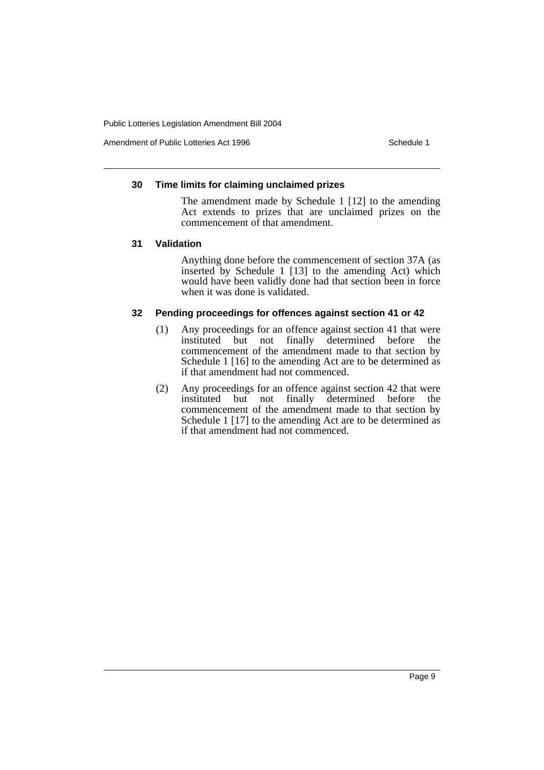### 30 Time limits for claiming unclaimed prizes

The amendment made by Schedule 1 [12] to the amending Act extends to prizes that are unclaimed prizes on the commencement of that amendment.

### 31 Validation

Anything done before the commencement of section 37A (as inserted by Schedule 1 [13] to the amending Act) which would have been validly done had that section been in force when it was done is validated.

### 32 Pending proceedings for offences against section 41 or 42

(1) Any proceedings for an offence against section 41 that were instituted but not finally determined before the commencement of the amendment made to that section by Schedule 1 [16] to the amending Act are to be determined as if that amendment had not commenced.

(2) Any proceedings for an offence against section 42 that were instituted but not finally determined before the commencement of the amendment made to that section by Schedule 1 [17] to the amending Act are to be determined as if that amendment had not commenced.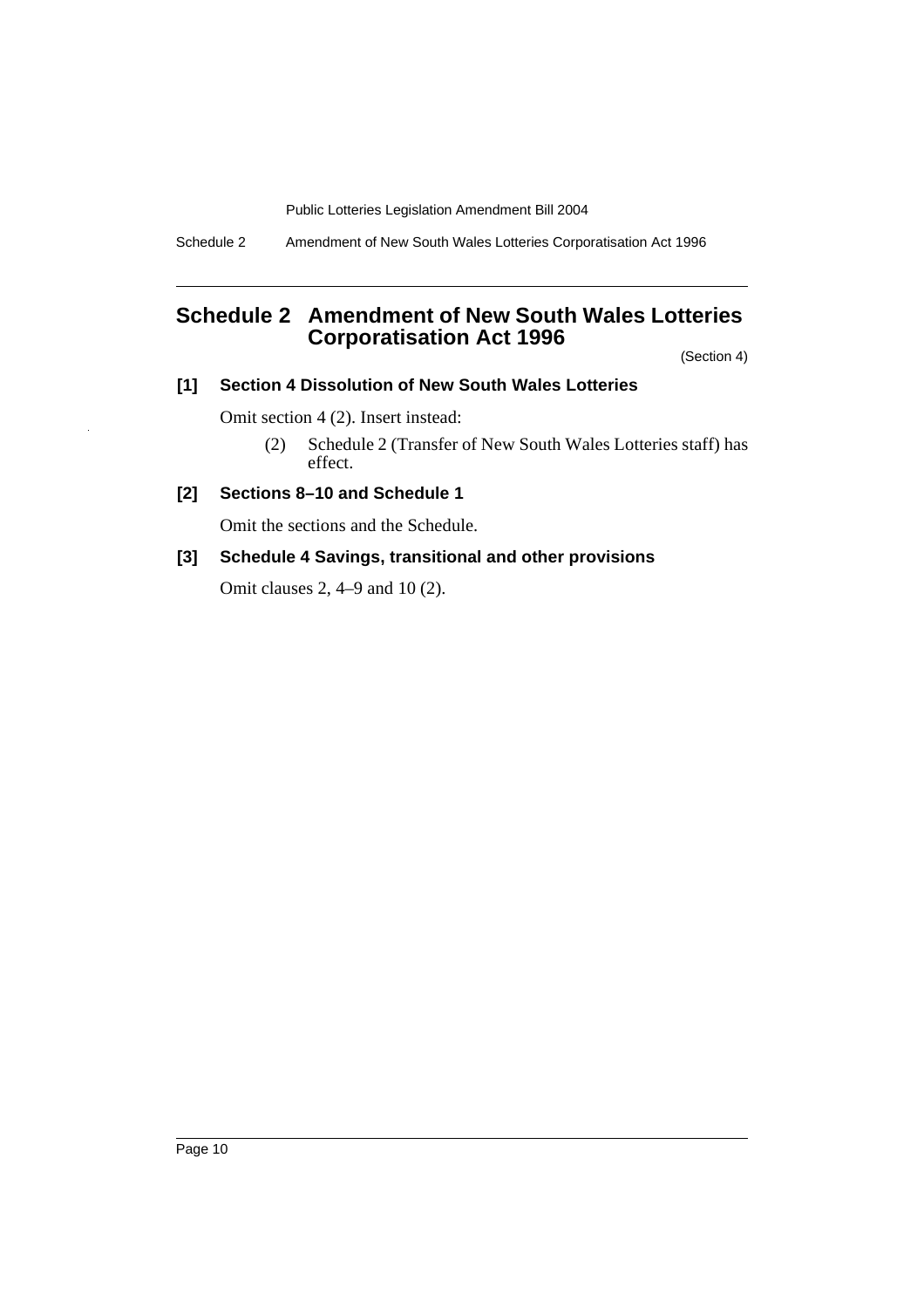## Schedule 2 Amendment of New South Wales Lotteries Corporatisation Act 1996

(Section 4)

### [1] Section 4 Dissolution of New South Wales Lotteries

Omit section 4 (2). Insert instead:

> (2) Schedule 2 (Transfer of New South Wales Lotteries staff) has effect.

### [2] Sections 8–10 and Schedule 1

Omit the sections and the Schedule.

### [3] Schedule 4 Savings, transitional and other provisions

Omit clauses 2, 4–9 and 10 (2).